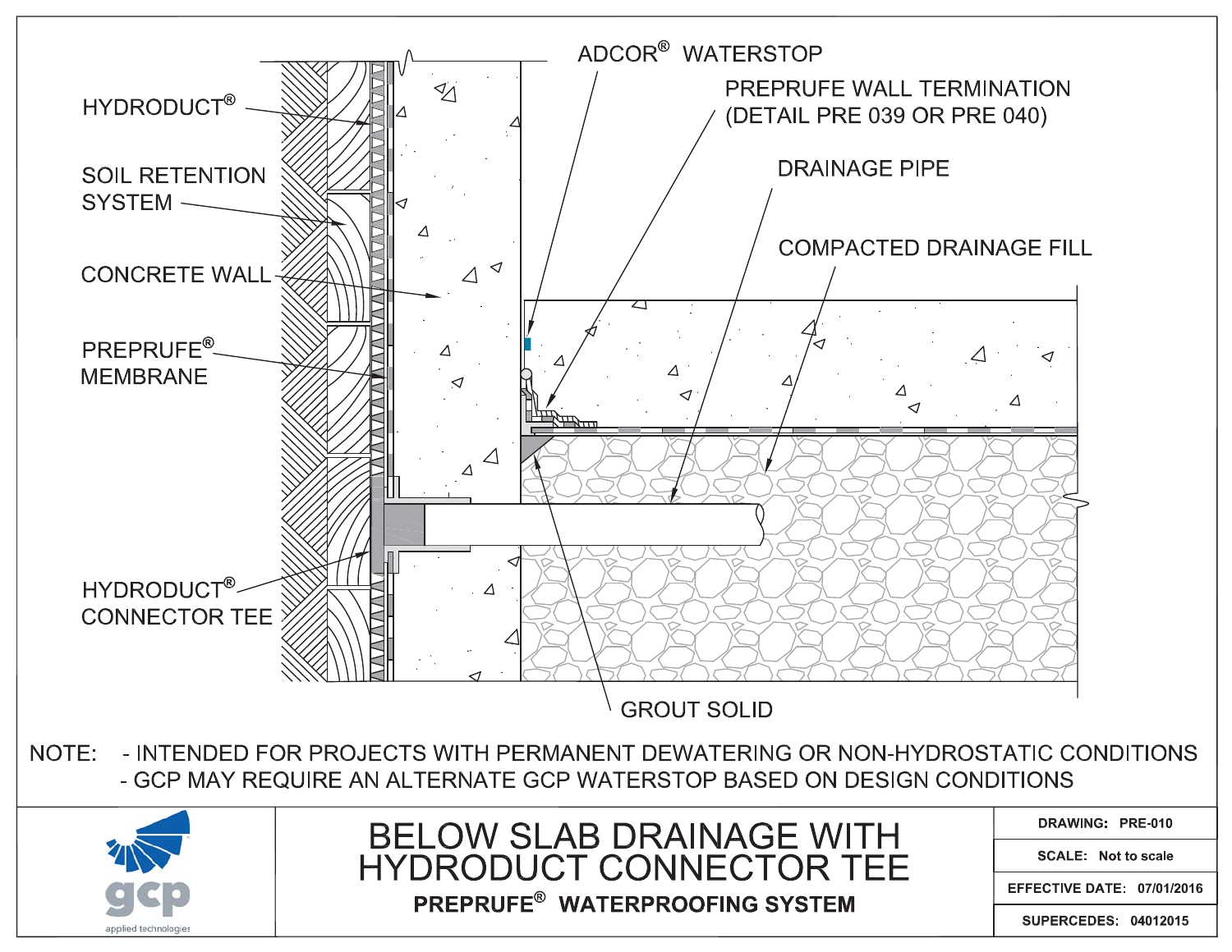HYDRODUCT®

SOIL RETENTION SYSTEM

CONCRETE WALL

PREPRUFE® MEMBRANE

HYDRODUCT® CONNECTOR TEE

ADCOR® WATERSTOP

PREPRUFE WALL TERMINATION (DETAIL PRE 039 OR PRE 040)

DRAINAGE PIPE

COMPACTED DRAINAGE FILL

GROUT SOLID

NOTE:
- INTENDED FOR PROJECTS WITH PERMANENT DEWATERING OR NON-HYDROSTATIC CONDITIONS
- GCP MAY REQUIRE AN ALTERNATE GCP WATERSTOP BASED ON DESIGN CONDITIONS

gcp applied technologies

# BELOW SLAB DRAINAGE WITH HYDRODUCT CONNECTOR TEE

**PREPRUFE® WATERPROOFING SYSTEM**

| | |
|---|---|
| DRAWING: | PRE-010 |
| SCALE: | Not to scale |
| EFFECTIVE DATE: | 07/01/2016 |
| SUPERCEDES: | 04012015 |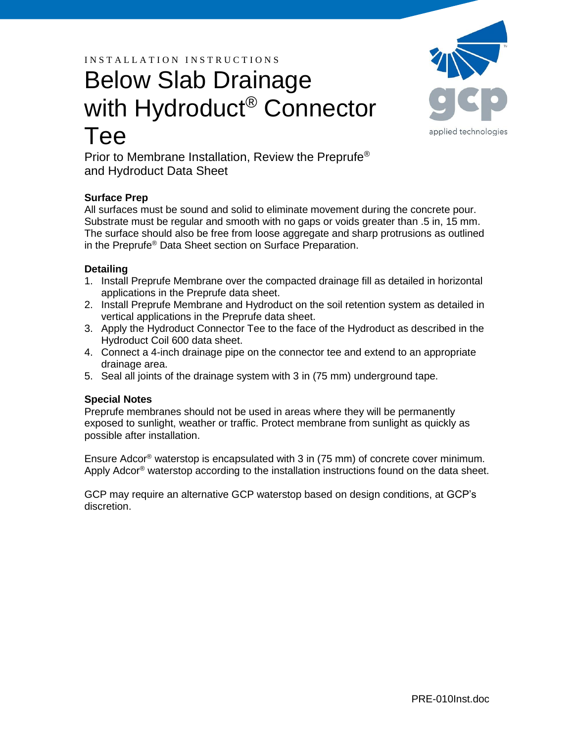INSTALLATION INSTRUCTIONS

# Below Slab Drainage with Hydroduct® Connector Tee

Prior to Membrane Installation, Review the Preprufe® and Hydroduct Data Sheet

### Surface Prep

All surfaces must be sound and solid to eliminate movement during the concrete pour. Substrate must be regular and smooth with no gaps or voids greater than .5 in, 15 mm. The surface should also be free from loose aggregate and sharp protrusions as outlined in the Preprufe® Data Sheet section on Surface Preparation.

### Detailing

1. Install Preprufe Membrane over the compacted drainage fill as detailed in horizontal applications in the Preprufe data sheet.
2. Install Preprufe Membrane and Hydroduct on the soil retention system as detailed in vertical applications in the Preprufe data sheet.
3. Apply the Hydroduct Connector Tee to the face of the Hydroduct as described in the Hydroduct Coil 600 data sheet.
4. Connect a 4-inch drainage pipe on the connector tee and extend to an appropriate drainage area.
5. Seal all joints of the drainage system with 3 in (75 mm) underground tape.

### Special Notes

Preprufe membranes should not be used in areas where they will be permanently exposed to sunlight, weather or traffic. Protect membrane from sunlight as quickly as possible after installation.

Ensure Adcor® waterstop is encapsulated with 3 in (75 mm) of concrete cover minimum. Apply Adcor® waterstop according to the installation instructions found on the data sheet.

GCP may require an alternative GCP waterstop based on design conditions, at GCP's discretion.

PRE-010Inst.doc